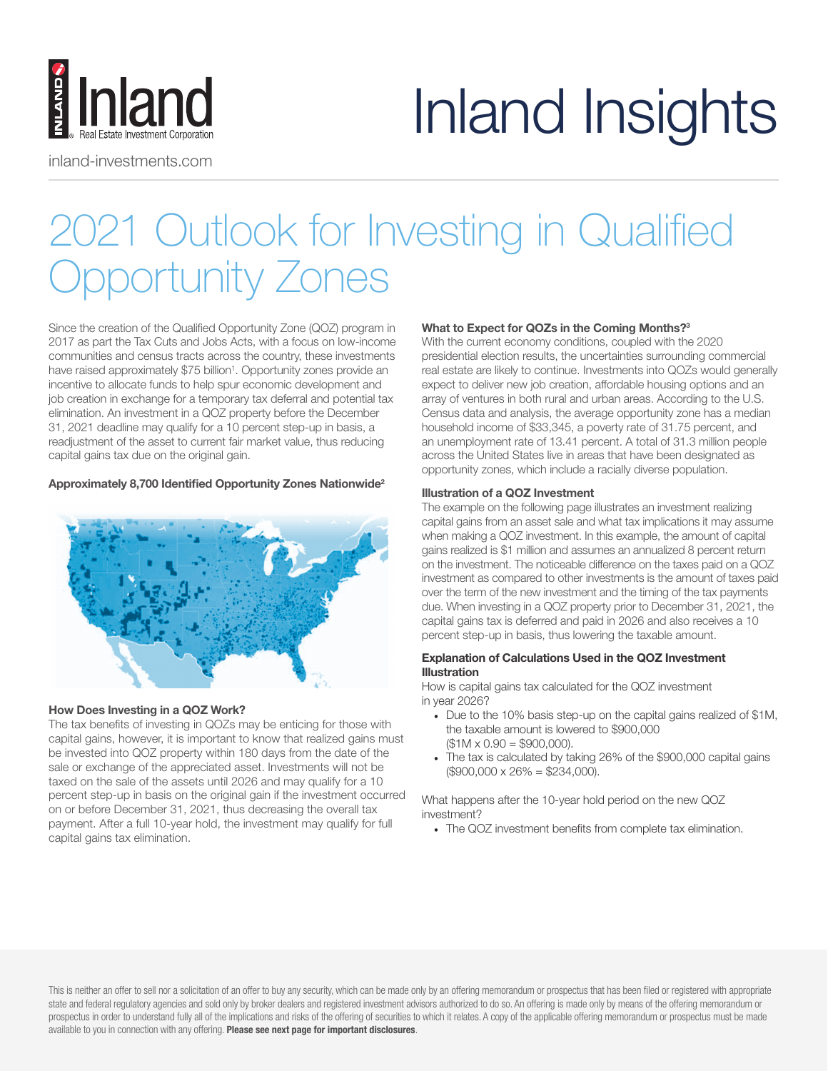Inland Real Estate Investment Corporation

inland-investments.com

# Inland Insights

# 2021 Outlook for Investing in Qualified Opportunity Zones

Since the creation of the Qualified Opportunity Zone (QOZ) program in 2017 as part the Tax Cuts and Jobs Acts, with a focus on low-income communities and census tracts across the country, these investments have raised approximately $75 billion[1]. Opportunity zones provide an incentive to allocate funds to help spur economic development and job creation in exchange for a temporary tax deferral and potential tax elimination. An investment in a QOZ property before the December 31, 2021 deadline may qualify for a 10 percent step-up in basis, a readjustment of the asset to current fair market value, thus reducing capital gains tax due on the original gain.

**Approximately 8,700 Identified Opportunity Zones Nationwide[2]**

**How Does Investing in a QOZ Work?**

The tax benefits of investing in QOZs may be enticing for those with capital gains, however, it is important to know that realized gains must be invested into QOZ property within 180 days from the date of the sale or exchange of the appreciated asset. Investments will not be taxed on the sale of the assets until 2026 and may qualify for a 10 percent step-up in basis on the original gain if the investment occurred on or before December 31, 2021, thus decreasing the overall tax payment. After a full 10-year hold, the investment may qualify for full capital gains tax elimination.

**What to Expect for QOZs in the Coming Months?[3]**

With the current economy conditions, coupled with the 2020 presidential election results, the uncertainties surrounding commercial real estate are likely to continue. Investments into QOZs would generally expect to deliver new job creation, affordable housing options and an array of ventures in both rural and urban areas. According to the U.S. Census data and analysis, the average opportunity zone has a median household income of $33,345, a poverty rate of 31.75 percent, and an unemployment rate of 13.41 percent. A total of 31.3 million people across the United States live in areas that have been designated as opportunity zones, which include a racially diverse population.

**Illustration of a QOZ Investment**

The example on the following page illustrates an investment realizing capital gains from an asset sale and what tax implications it may assume when making a QOZ investment. In this example, the amount of capital gains realized is $1 million and assumes an annualized 8 percent return on the investment. The noticeable difference on the taxes paid on a QOZ investment as compared to other investments is the amount of taxes paid over the term of the new investment and the timing of the tax payments due. When investing in a QOZ property prior to December 31, 2021, the capital gains tax is deferred and paid in 2026 and also receives a 10 percent step-up in basis, thus lowering the taxable amount.

**Explanation of Calculations Used in the QOZ Investment Illustration**

How is capital gains tax calculated for the QOZ investment in year 2026?

- Due to the 10% basis step-up on the capital gains realized of $1M, the taxable amount is lowered to $900,000 ($1M x 0.90 = $900,000).
- The tax is calculated by taking 26% of the $900,000 capital gains ($900,000 x 26% = $234,000).

What happens after the 10-year hold period on the new QOZ investment?

- The QOZ investment benefits from complete tax elimination.

This is neither an offer to sell nor a solicitation of an offer to buy any security, which can be made only by an offering memorandum or prospectus that has been filed or registered with appropriate state and federal regulatory agencies and sold only by broker dealers and registered investment advisors authorized to do so. An offering is made only by means of the offering memorandum or prospectus in order to understand fully all of the implications and risks of the offering of securities to which it relates. A copy of the applicable offering memorandum or prospectus must be made available to you in connection with any offering. **Please see next page for important disclosures**.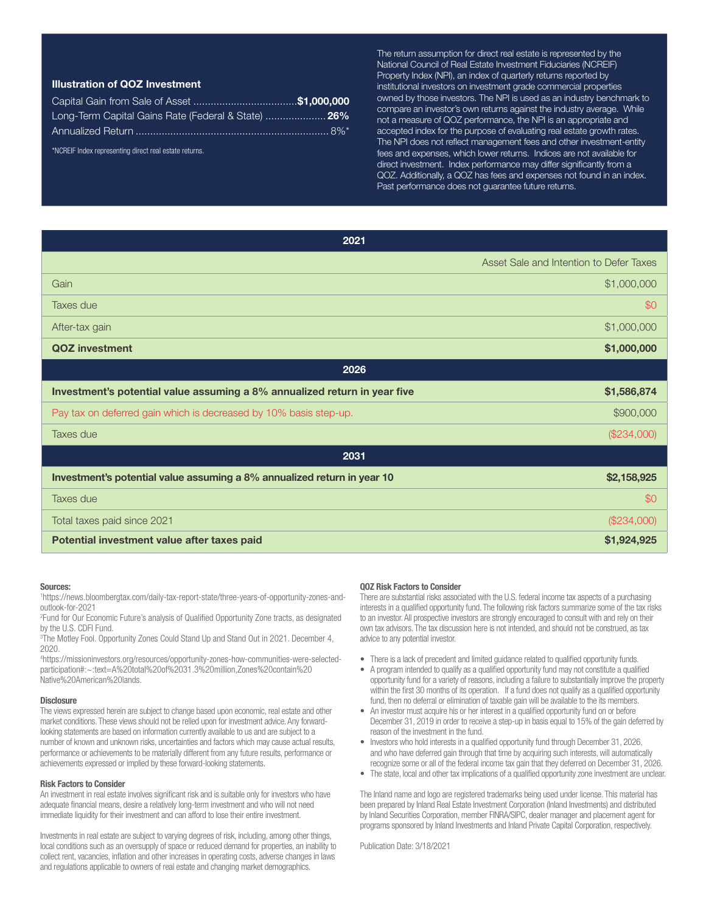### Illustration of QOZ Investment

Capital Gain from Sale of Asset .................................... **$1,000,000**

Long-Term Capital Gains Rate (Federal & State) ..................... **26%**

Annualized Return .................................................................. 8%*

*NCREIF Index representing direct real estate returns.

The return assumption for direct real estate is represented by the National Council of Real Estate Investment Fiduciaries (NCREIF) Property Index (NPI), an index of quarterly returns reported by institutional investors on investment grade commercial properties owned by those investors. The NPI is used as an industry benchmark to compare an investor's own returns against the industry average. While not a measure of QOZ performance, the NPI is an appropriate and accepted index for the purpose of evaluating real estate growth rates. The NPI does not reflect management fees and other investment-entity fees and expenses, which lower returns. Indices are not available for direct investment. Index performance may differ significantly from a QOZ. Additionally, a QOZ has fees and expenses not found in an index. Past performance does not guarantee future returns.

| **2021** | |
|---|---|
| | Asset Sale and Intention to Defer Taxes |
| Gain | $1,000,000 |
| Taxes due | $0 |
| After-tax gain | $1,000,000 |
| **QOZ investment** | **$1,000,000** |
| **2026** | |
| **Investment's potential value assuming a 8% annualized return in year five** | **$1,586,874** |
| Pay tax on deferred gain which is decreased by 10% basis step-up. | $900,000 |
| Taxes due | ($234,000) |
| **2031** | |
| **Investment's potential value assuming a 8% annualized return in year 10** | **$2,158,925** |
| Taxes due | $0 |
| Total taxes paid since 2021 | ($234,000) |
| **Potential investment value after taxes paid** | **$1,924,925** |

**Sources:**

[1]https://news.bloombergtax.com/daily-tax-report-state/three-years-of-opportunity-zones-and-outlook-for-2021

[2]Fund for Our Economic Future's analysis of Qualified Opportunity Zone tracts, as designated by the U.S. CDFI Fund.

[3]The Motley Fool. Opportunity Zones Could Stand Up and Stand Out in 2021. December 4, 2020.

[4]https://missioninvestors.org/resources/opportunity-zones-how-communities-were-selected-participation#:~:text=A%20total%20of%2031.3%20million,Zones%20contain%20Native%20American%20lands.

**Disclosure**

The views expressed herein are subject to change based upon economic, real estate and other market conditions. These views should not be relied upon for investment advice. Any forward-looking statements are based on information currently available to us and are subject to a number of known and unknown risks, uncertainties and factors which may cause actual results, performance or achievements to be materially different from any future results, performance or achievements expressed or implied by these forward-looking statements.

**Risk Factors to Consider**

An investment in real estate involves significant risk and is suitable only for investors who have adequate financial means, desire a relatively long-term investment and who will not need immediate liquidity for their investment and can afford to lose their entire investment.

Investments in real estate are subject to varying degrees of risk, including, among other things, local conditions such as an oversupply of space or reduced demand for properties, an inability to collect rent, vacancies, inflation and other increases in operating costs, adverse changes in laws and regulations applicable to owners of real estate and changing market demographics.

**QOZ Risk Factors to Consider**

There are substantial risks associated with the U.S. federal income tax aspects of a purchasing interests in a qualified opportunity fund. The following risk factors summarize some of the tax risks to an investor. All prospective investors are strongly encouraged to consult with and rely on their own tax advisors. The tax discussion here is not intended, and should not be construed, as tax advice to any potential investor.

- There is a lack of precedent and limited guidance related to qualified opportunity funds.
- A program intended to qualify as a qualified opportunity fund may not constitute a qualified opportunity fund for a variety of reasons, including a failure to substantially improve the property within the first 30 months of its operation. If a fund does not qualify as a qualified opportunity fund, then no deferral or elimination of taxable gain will be available to the its members.
- An investor must acquire his or her interest in a qualified opportunity fund on or before December 31, 2019 in order to receive a step-up in basis equal to 15% of the gain deferred by reason of the investment in the fund.
- Investors who hold interests in a qualified opportunity fund through December 31, 2026, and who have deferred gain through that time by acquiring such interests, will automatically recognize some or all of the federal income tax gain that they deferred on December 31, 2026.
- The state, local and other tax implications of a qualified opportunity zone investment are unclear.

The Inland name and logo are registered trademarks being used under license. This material has been prepared by Inland Real Estate Investment Corporation (Inland Investments) and distributed by Inland Securities Corporation, member FINRA/SIPC, dealer manager and placement agent for programs sponsored by Inland Investments and Inland Private Capital Corporation, respectively.

Publication Date: 3/18/2021